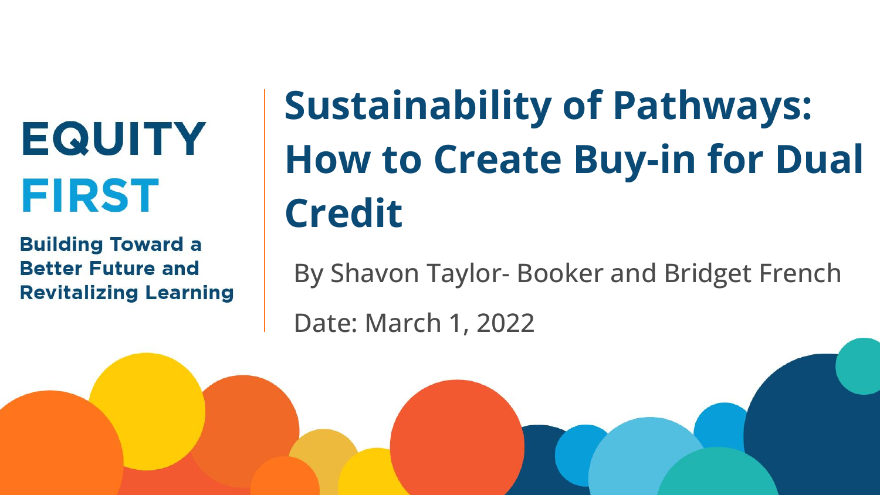EQUITY FIRST

Building Toward a Better Future and Revitalizing Learning

# Sustainability of Pathways: How to Create Buy-in for Dual Credit

By Shavon Taylor- Booker and Bridget French

Date: March 1, 2022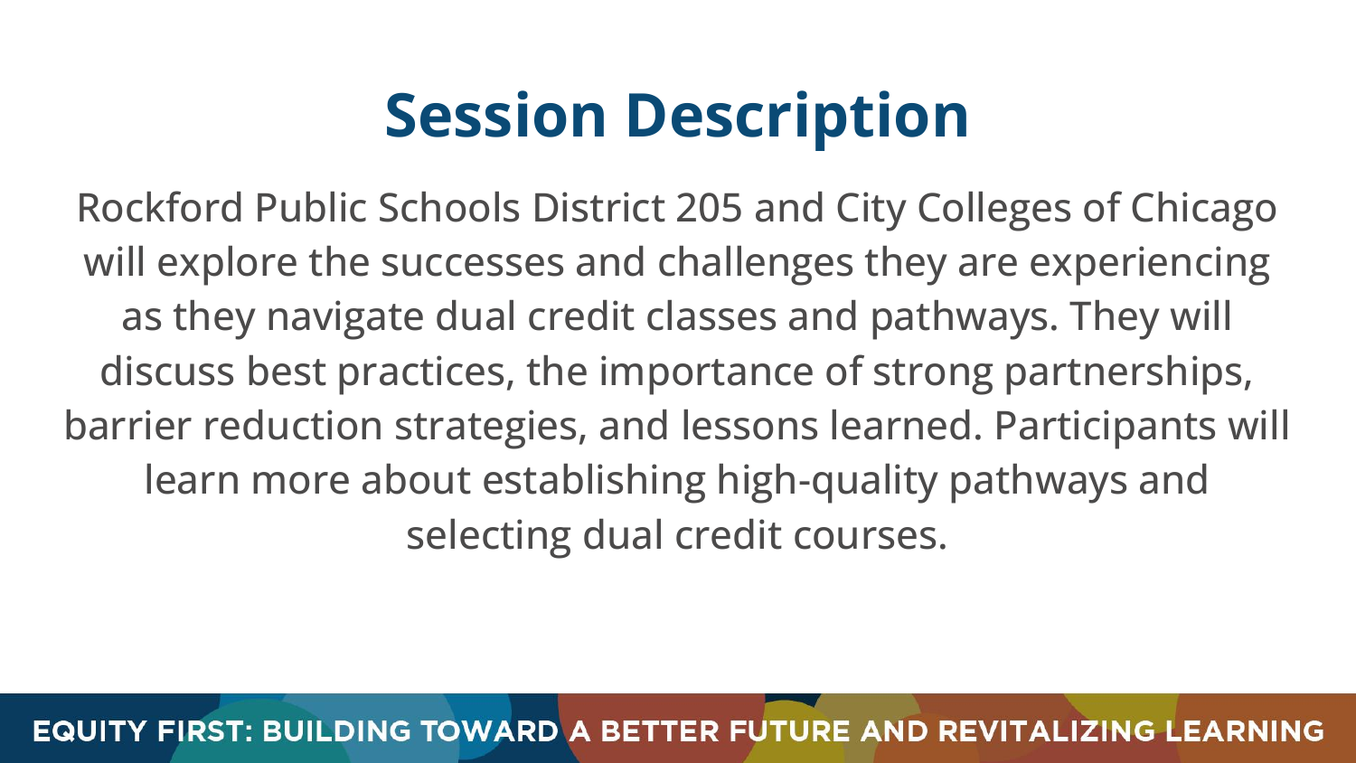# Session Description

Rockford Public Schools District 205 and City Colleges of Chicago will explore the successes and challenges they are experiencing as they navigate dual credit classes and pathways. They will discuss best practices, the importance of strong partnerships, barrier reduction strategies, and lessons learned. Participants will learn more about establishing high-quality pathways and selecting dual credit courses.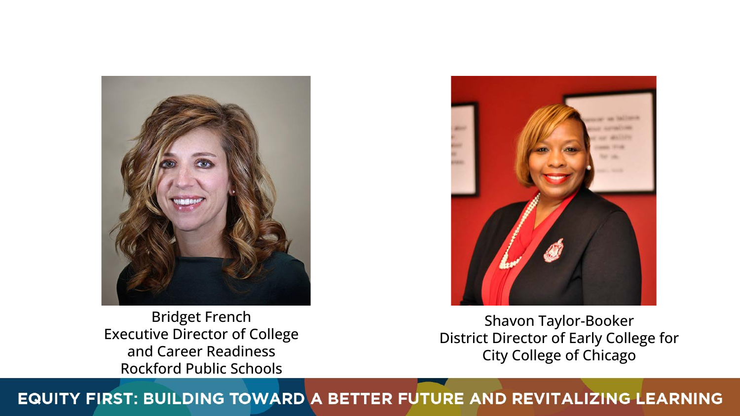Bridget French
Executive Director of College and Career Readiness
Rockford Public Schools

Shavon Taylor-Booker
District Director of Early College for City College of Chicago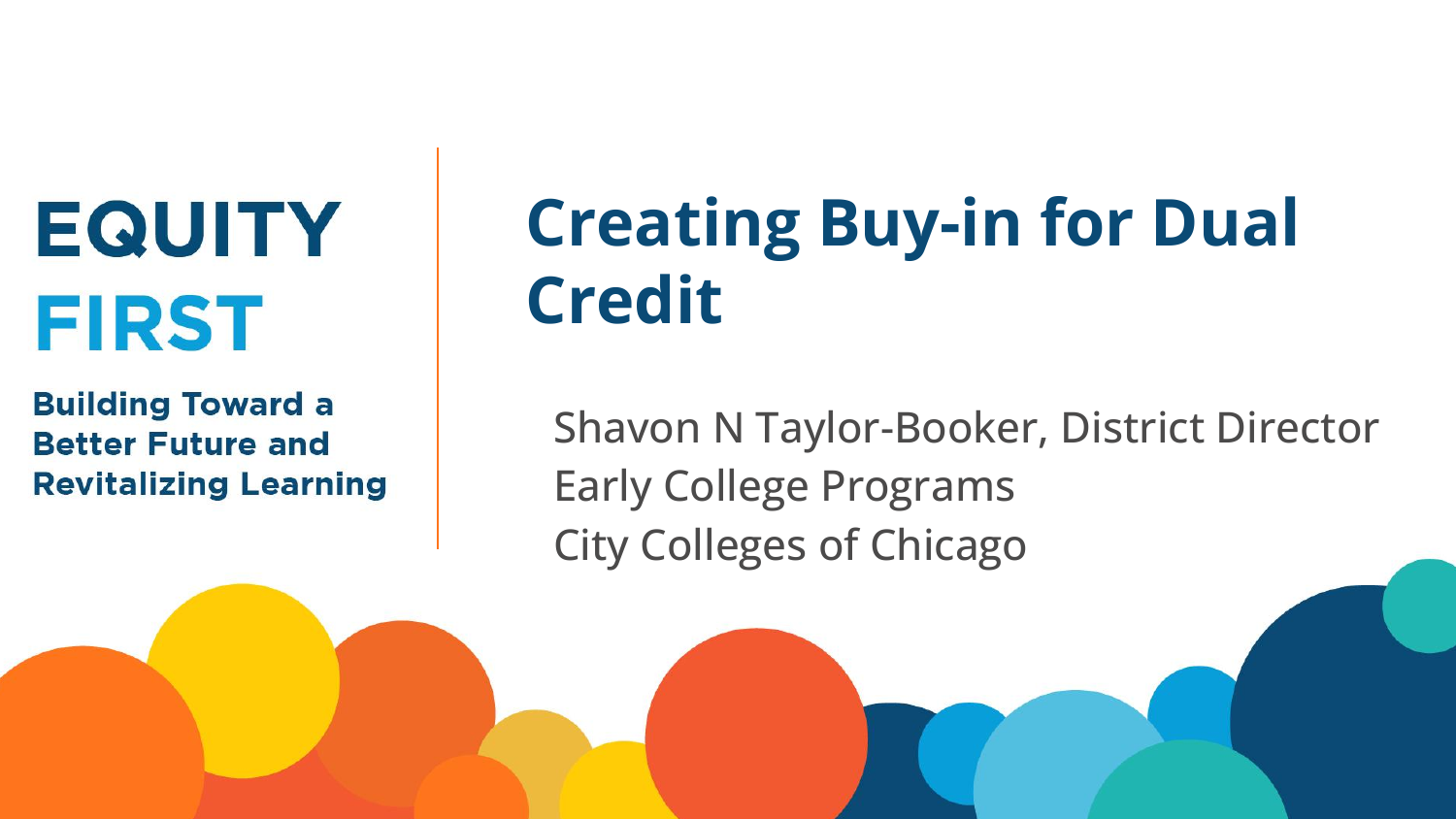**EQUITY FIRST**

**Building Toward a Better Future and Revitalizing Learning**

# Creating Buy-in for Dual Credit

Shavon N Taylor-Booker, District Director
Early College Programs
City Colleges of Chicago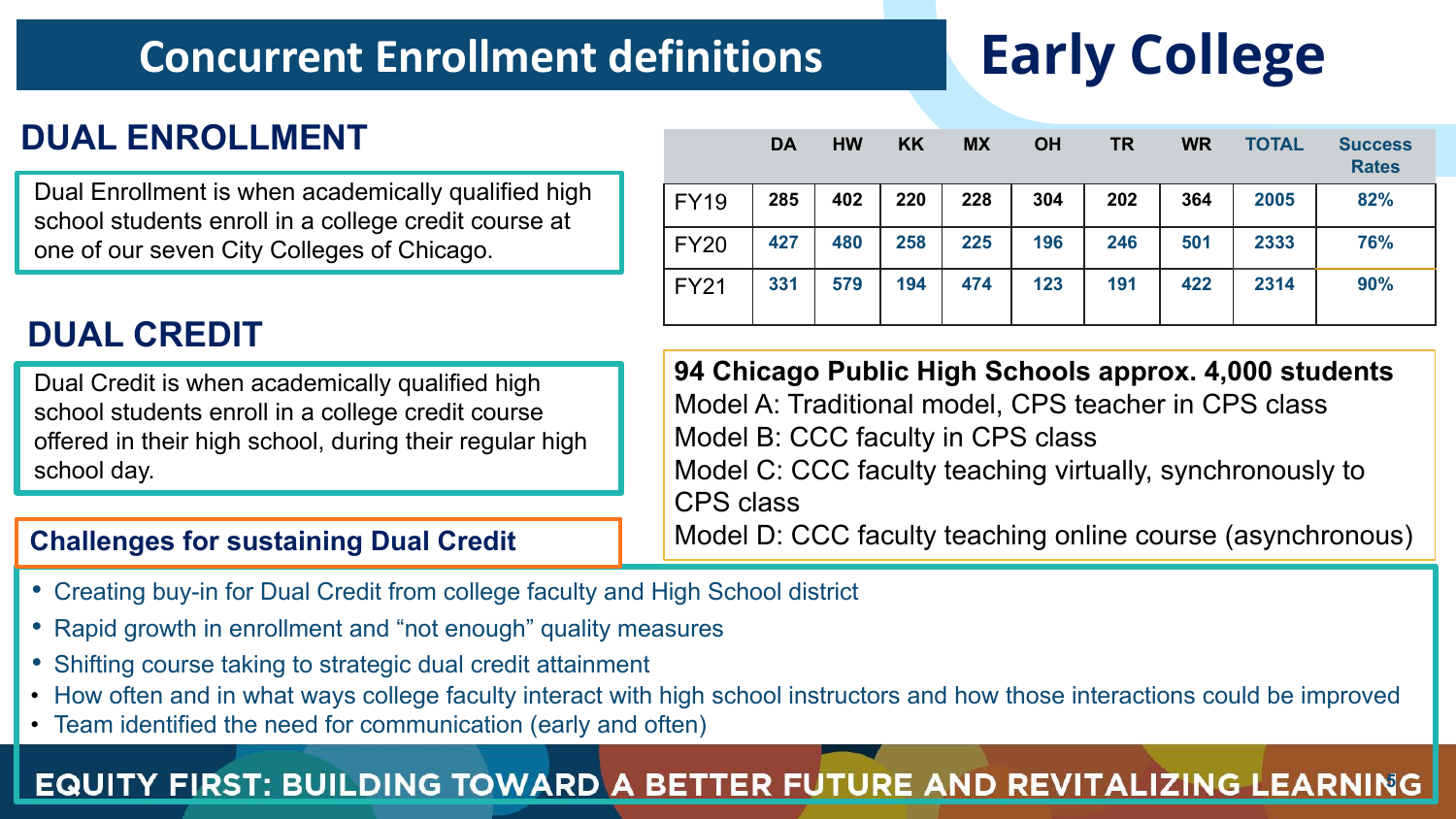# Concurrent Enrollment definitions

# Early College

## DUAL ENROLLMENT

Dual Enrollment is when academically qualified high school students enroll in a college credit course at one of our seven City Colleges of Chicago.

## DUAL CREDIT

Dual Credit is when academically qualified high school students enroll in a college credit course offered in their high school, during their regular high school day.

| | DA | HW | KK | MX | OH | TR | WR | TOTAL | Success Rates |
|---|---|---|---|---|---|---|---|---|---|
| FY19 | 285 | 402 | 220 | 228 | 304 | 202 | 364 | 2005 | 82% |
| FY20 | 427 | 480 | 258 | 225 | 196 | 246 | 501 | 2333 | 76% |
| FY21 | 331 | 579 | 194 | 474 | 123 | 191 | 422 | 2314 | 90% |

**94 Chicago Public High Schools approx. 4,000 students**

Model A: Traditional model, CPS teacher in CPS class

Model B: CCC faculty in CPS class

Model C: CCC faculty teaching virtually, synchronously to CPS class

Model D: CCC faculty teaching online course (asynchronous)

### Challenges for sustaining Dual Credit

- Creating buy-in for Dual Credit from college faculty and High School district
- Rapid growth in enrollment and "not enough" quality measures
- Shifting course taking to strategic dual credit attainment
- How often and in what ways college faculty interact with high school instructors and how those interactions could be improved
- Team identified the need for communication (early and often)

EQUITY FIRST: BUILDING TOWARD A BETTER FUTURE AND REVITALIZING LEARNING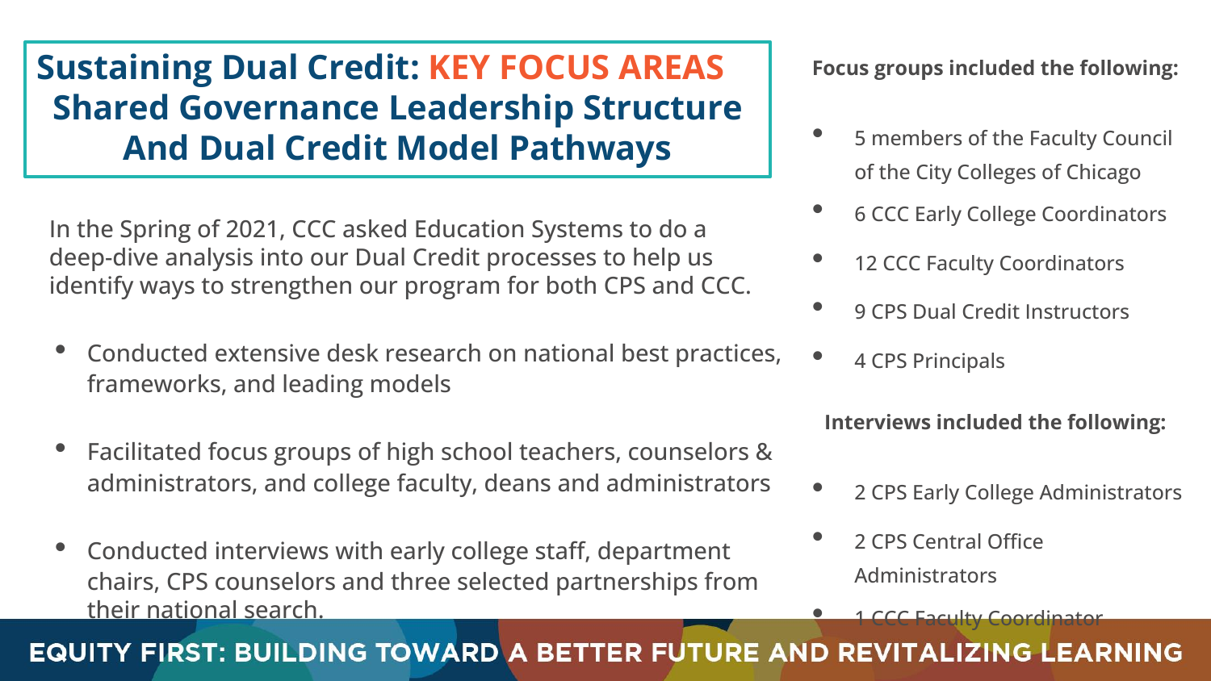# Sustaining Dual Credit: KEY FOCUS AREAS Shared Governance Leadership Structure And Dual Credit Model Pathways

In the Spring of 2021, CCC asked Education Systems to do a deep-dive analysis into our Dual Credit processes to help us identify ways to strengthen our program for both CPS and CCC.

- Conducted extensive desk research on national best practices, frameworks, and leading models
- Facilitated focus groups of high school teachers, counselors & administrators, and college faculty, deans and administrators
- Conducted interviews with early college staff, department chairs, CPS counselors and three selected partnerships from their national search.

**Focus groups included the following:**

- 5 members of the Faculty Council of the City Colleges of Chicago
- 6 CCC Early College Coordinators
- 12 CCC Faculty Coordinators
- 9 CPS Dual Credit Instructors
- 4 CPS Principals

**Interviews included the following:**

- 2 CPS Early College Administrators
- 2 CPS Central Office Administrators
- 1 CCC Faculty Coordinator

EQUITY FIRST: BUILDING TOWARD A BETTER FUTURE AND REVITALIZING LEARNING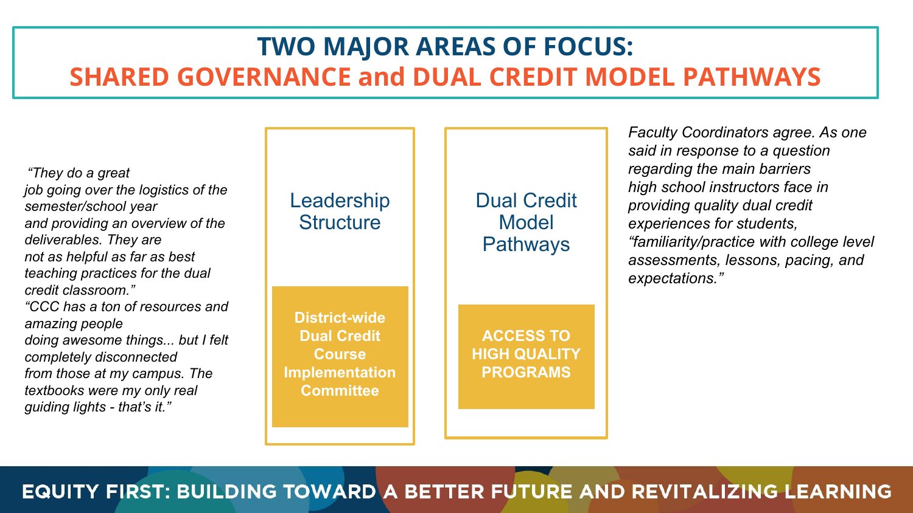# TWO MAJOR AREAS OF FOCUS:
## SHARED GOVERNANCE and DUAL CREDIT MODEL PATHWAYS

*"They do a great job going over the logistics of the semester/school year and providing an overview of the deliverables. They are not as helpful as far as best teaching practices for the dual credit classroom."*

*"CCC has a ton of resources and amazing people doing awesome things... but I felt completely disconnected from those at my campus. The textbooks were my only real guiding lights - that's it."*

### Leadership Structure

**District-wide Dual Credit Course Implementation Committee**

### Dual Credit Model Pathways

**ACCESS TO HIGH QUALITY PROGRAMS**

*Faculty Coordinators agree. As one said in response to a question regarding the main barriers high school instructors face in providing quality dual credit experiences for students, "familiarity/practice with college level assessments, lessons, pacing, and expectations."*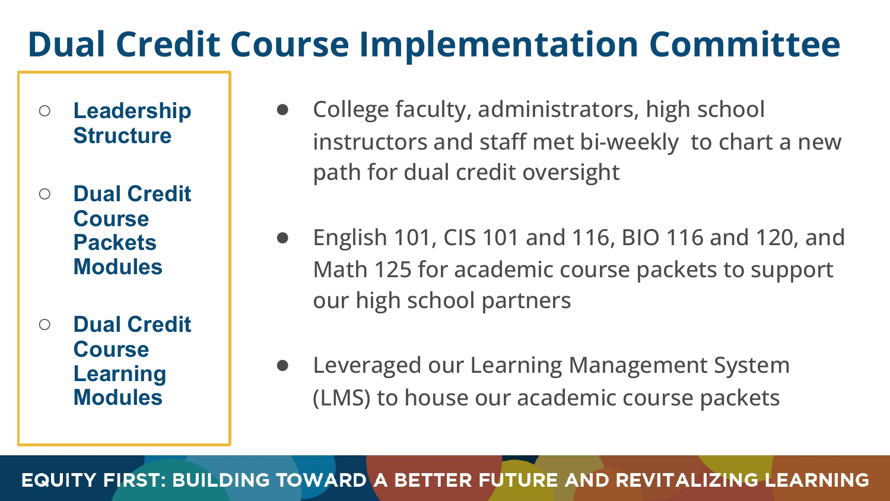# Dual Credit Course Implementation Committee

- **Leadership Structure**
- **Dual Credit Course Packets Modules**
- **Dual Credit Course Learning Modules**

- College faculty, administrators, high school instructors and staff met bi-weekly to chart a new path for dual credit oversight
- English 101, CIS 101 and 116, BIO 116 and 120, and Math 125 for academic course packets to support our high school partners
- Leveraged our Learning Management System (LMS) to house our academic course packets

EQUITY FIRST: BUILDING TOWARD A BETTER FUTURE AND REVITALIZING LEARNING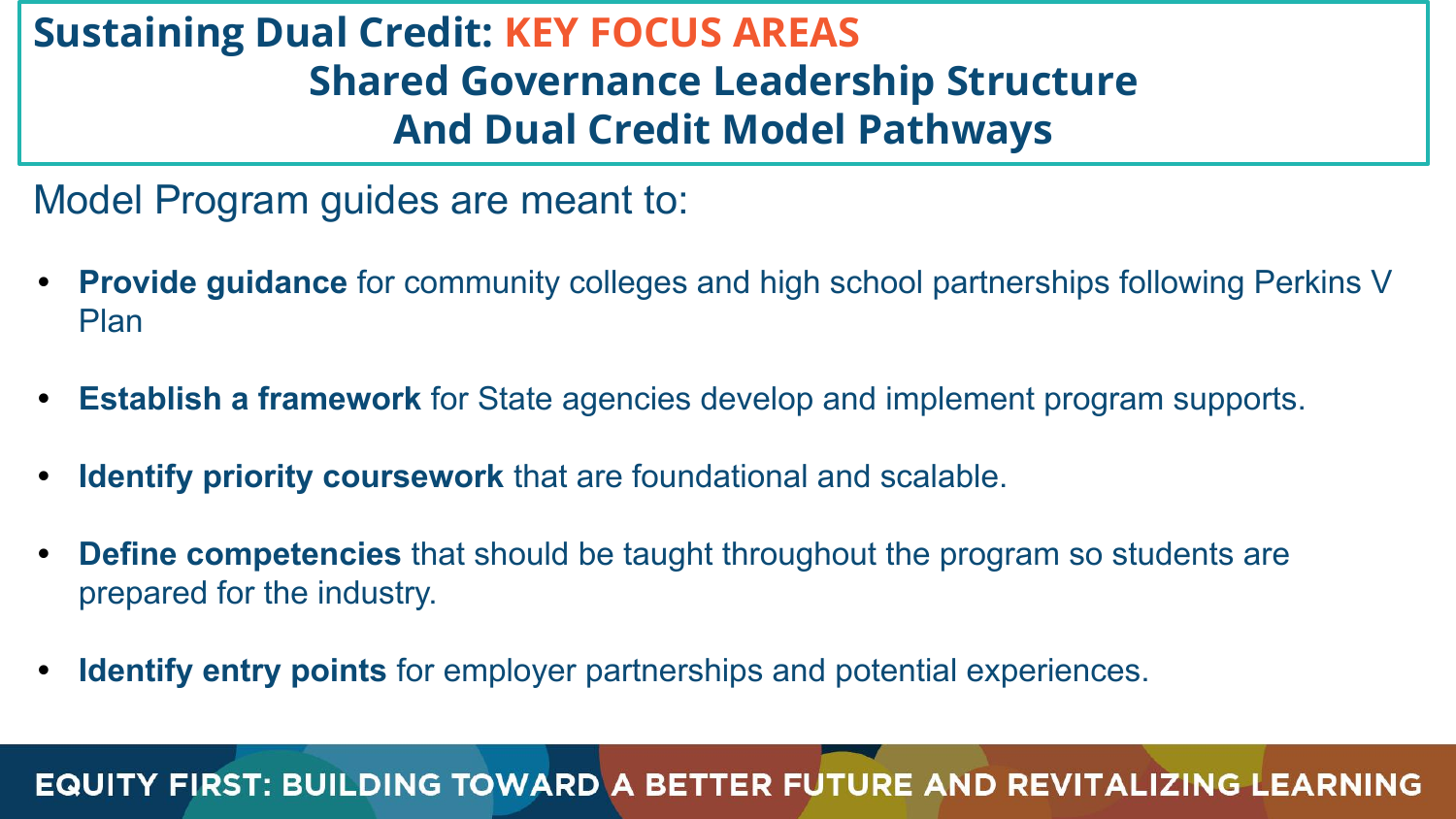# Sustaining Dual Credit: KEY FOCUS AREAS

## Shared Governance Leadership Structure And Dual Credit Model Pathways

Model Program guides are meant to:

- **Provide guidance** for community colleges and high school partnerships following Perkins V Plan
- **Establish a framework** for State agencies develop and implement program supports.
- **Identify priority coursework** that are foundational and scalable.
- **Define competencies** that should be taught throughout the program so students are prepared for the industry.
- **Identify entry points** for employer partnerships and potential experiences.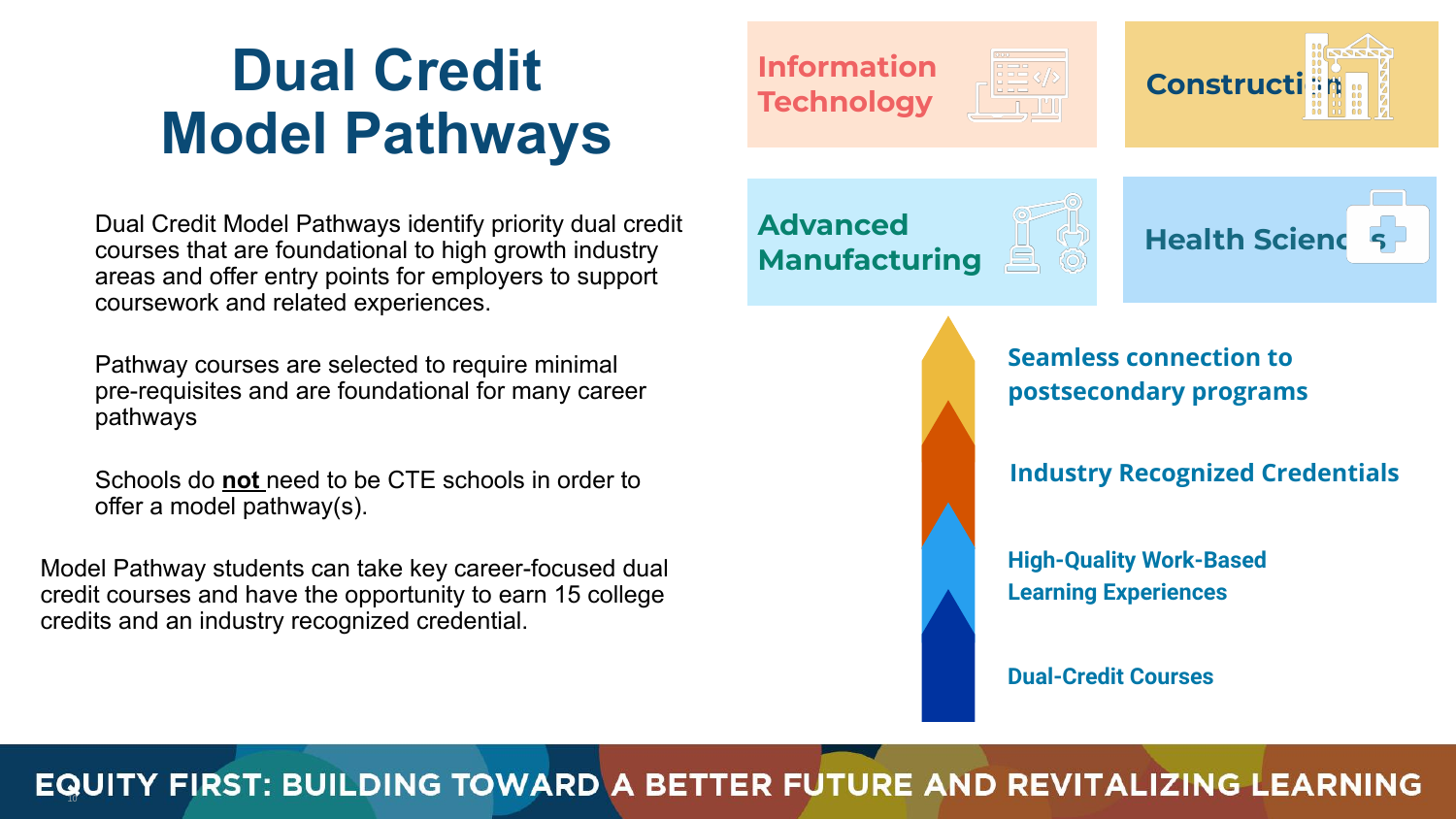# Dual Credit Model Pathways

Dual Credit Model Pathways identify priority dual credit courses that are foundational to high growth industry areas and offer entry points for employers to support coursework and related experiences.

Pathway courses are selected to require minimal pre-requisites and are foundational for many career pathways

Schools do **not** need to be CTE schools in order to offer a model pathway(s).

Model Pathway students can take key career-focused dual credit courses and have the opportunity to earn 15 college credits and an industry recognized credential.

- Information Technology
- Construction
- Advanced Manufacturing
- Health Sciences

- Seamless connection to postsecondary programs
- Industry Recognized Credentials
- High-Quality Work-Based Learning Experiences
- Dual-Credit Courses

EQUITY FIRST: BUILDING TOWARD A BETTER FUTURE AND REVITALIZING LEARNING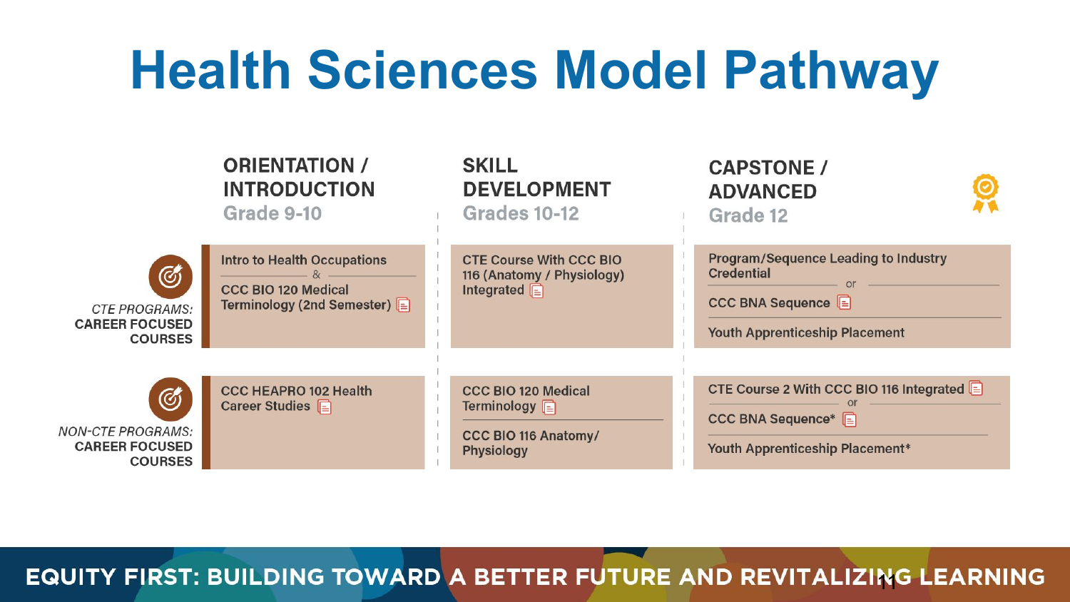# Health Sciences Model Pathway

| | ORIENTATION / INTRODUCTION Grade 9-10 | SKILL DEVELOPMENT Grades 10-12 | CAPSTONE / ADVANCED Grade 12 |
|---|---|---|---|
| *CTE PROGRAMS:* **CAREER FOCUSED COURSES** | Intro to Health Occupations & CCC BIO 120 Medical Terminology (2nd Semester) | CTE Course With CCC BIO 116 (Anatomy / Physiology) Integrated | Program/Sequence Leading to Industry Credential or CCC BNA Sequence; Youth Apprenticeship Placement |
| *NON-CTE PROGRAMS:* **CAREER FOCUSED COURSES** | CCC HEAPRO 102 Health Career Studies | CCC BIO 120 Medical Terminology; CCC BIO 116 Anatomy/ Physiology | CTE Course 2 With CCC BIO 116 Integrated or CCC BNA Sequence*; Youth Apprenticeship Placement* |

**EQUITY FIRST: BUILDING TOWARD A BETTER FUTURE AND REVITALIZING LEARNING**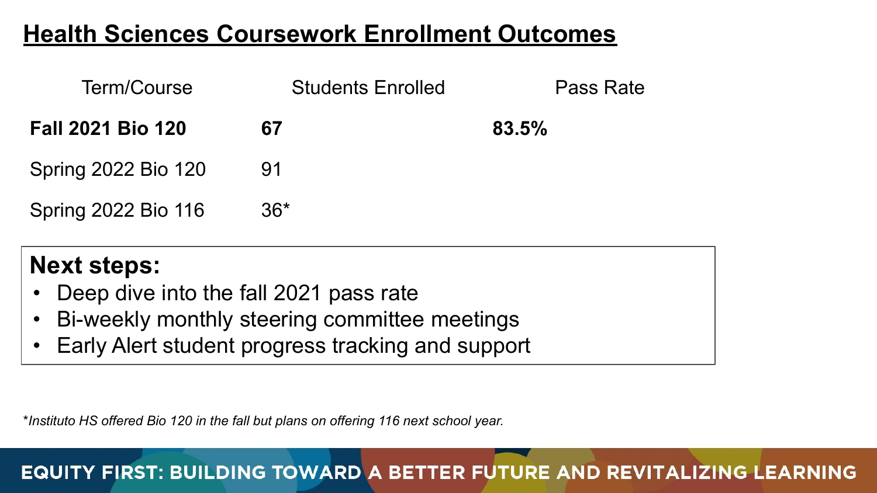## Health Sciences Coursework Enrollment Outcomes

| Term/Course | Students Enrolled | Pass Rate |
|---|---|---|
| **Fall 2021 Bio 120** | **67** | **83.5%** |
| Spring 2022 Bio 120 | 91 | |
| Spring 2022 Bio 116 | 36* | |

**Next steps:**

- Deep dive into the fall 2021 pass rate
- Bi-weekly monthly steering committee meetings
- Early Alert student progress tracking and support

*\*Instituto HS offered Bio 120 in the fall but plans on offering 116 next school year.*

EQUITY FIRST: BUILDING TOWARD A BETTER FUTURE AND REVITALIZING LEARNING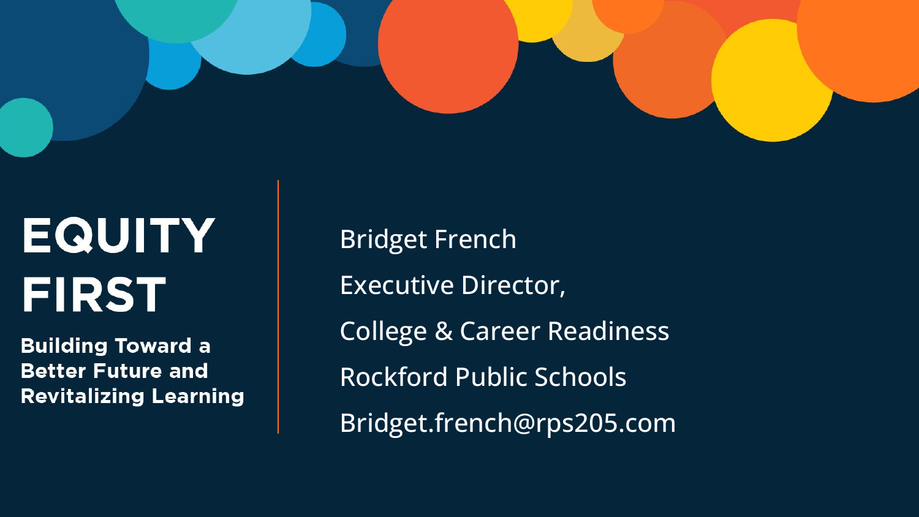# EQUITY FIRST

**Building Toward a Better Future and Revitalizing Learning**

Bridget French

Executive Director,

College & Career Readiness

Rockford Public Schools

Bridget.french@rps205.com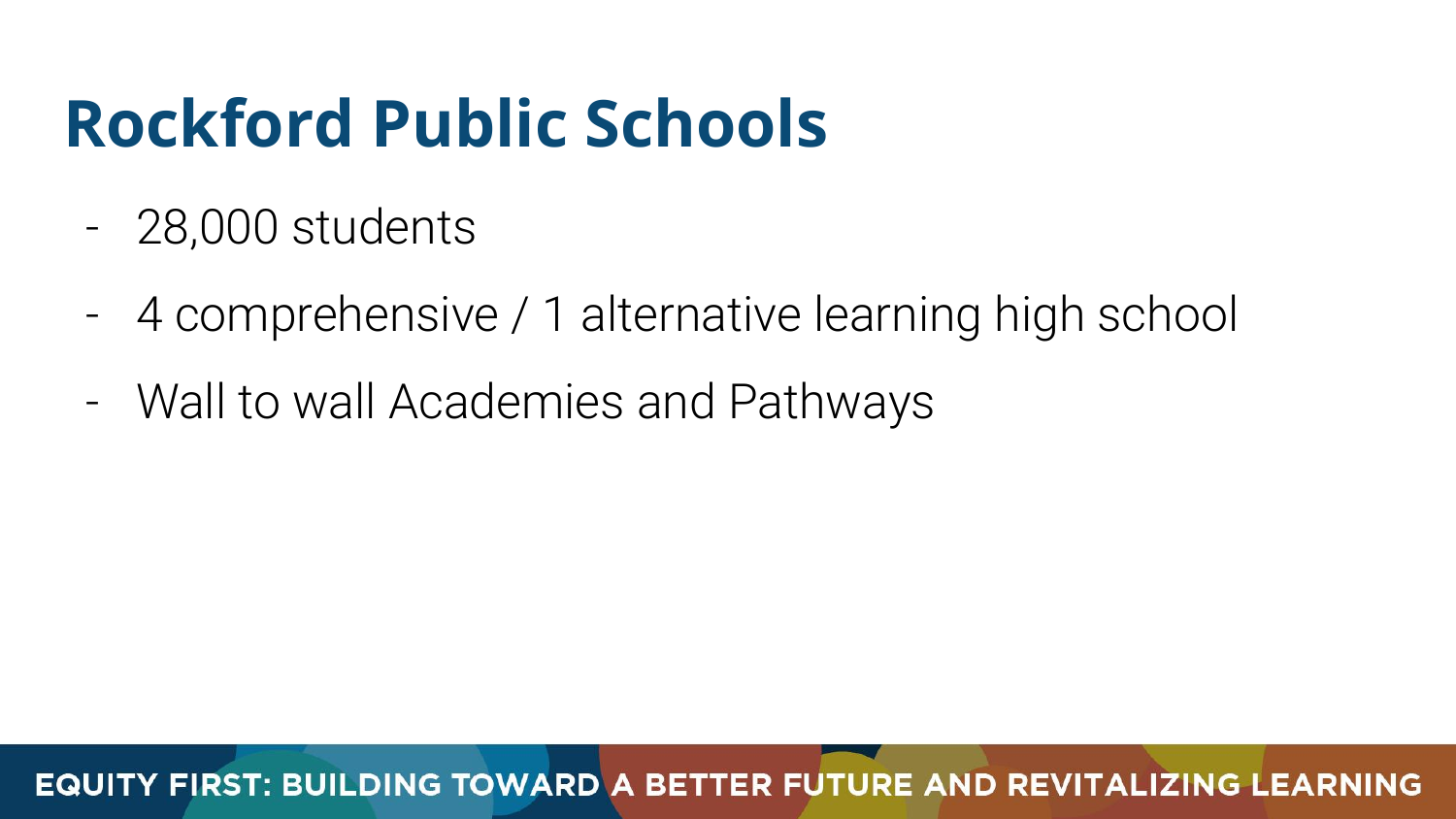# Rockford Public Schools

- 28,000 students
- 4 comprehensive / 1 alternative learning high school
- Wall to wall Academies and Pathways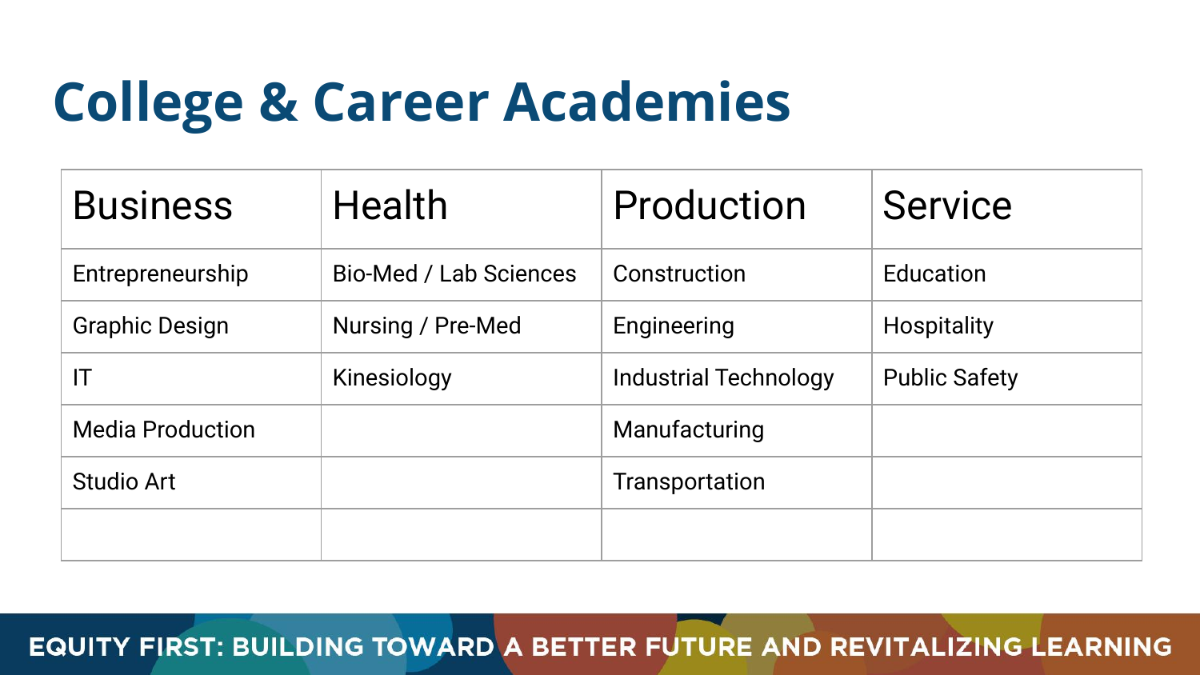# College & Career Academies

| Business | Health | Production | Service |
|---|---|---|---|
| Entrepreneurship | Bio-Med / Lab Sciences | Construction | Education |
| Graphic Design | Nursing / Pre-Med | Engineering | Hospitality |
| IT | Kinesiology | Industrial Technology | Public Safety |
| Media Production | | Manufacturing | |
| Studio Art | | Transportation | |
| | | | |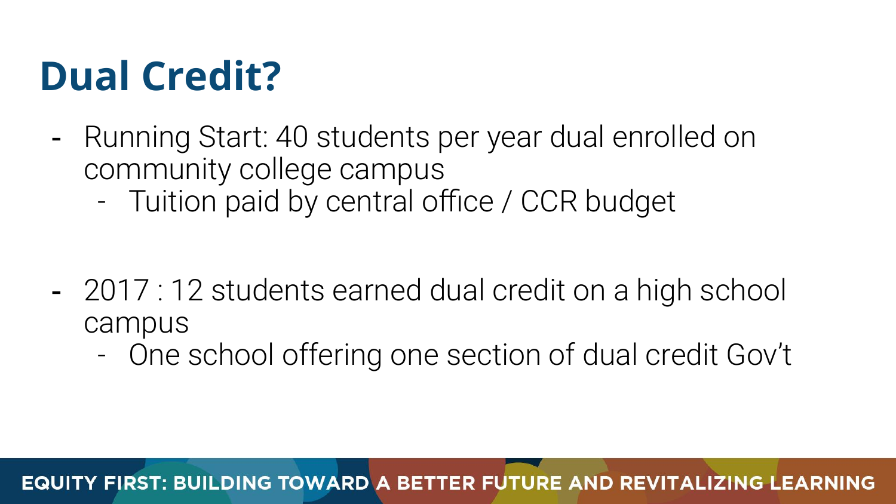# Dual Credit?

- Running Start: 40 students per year dual enrolled on community college campus
  - Tuition paid by central office / CCR budget

- 2017 : 12 students earned dual credit on a high school campus
  - One school offering one section of dual credit Gov't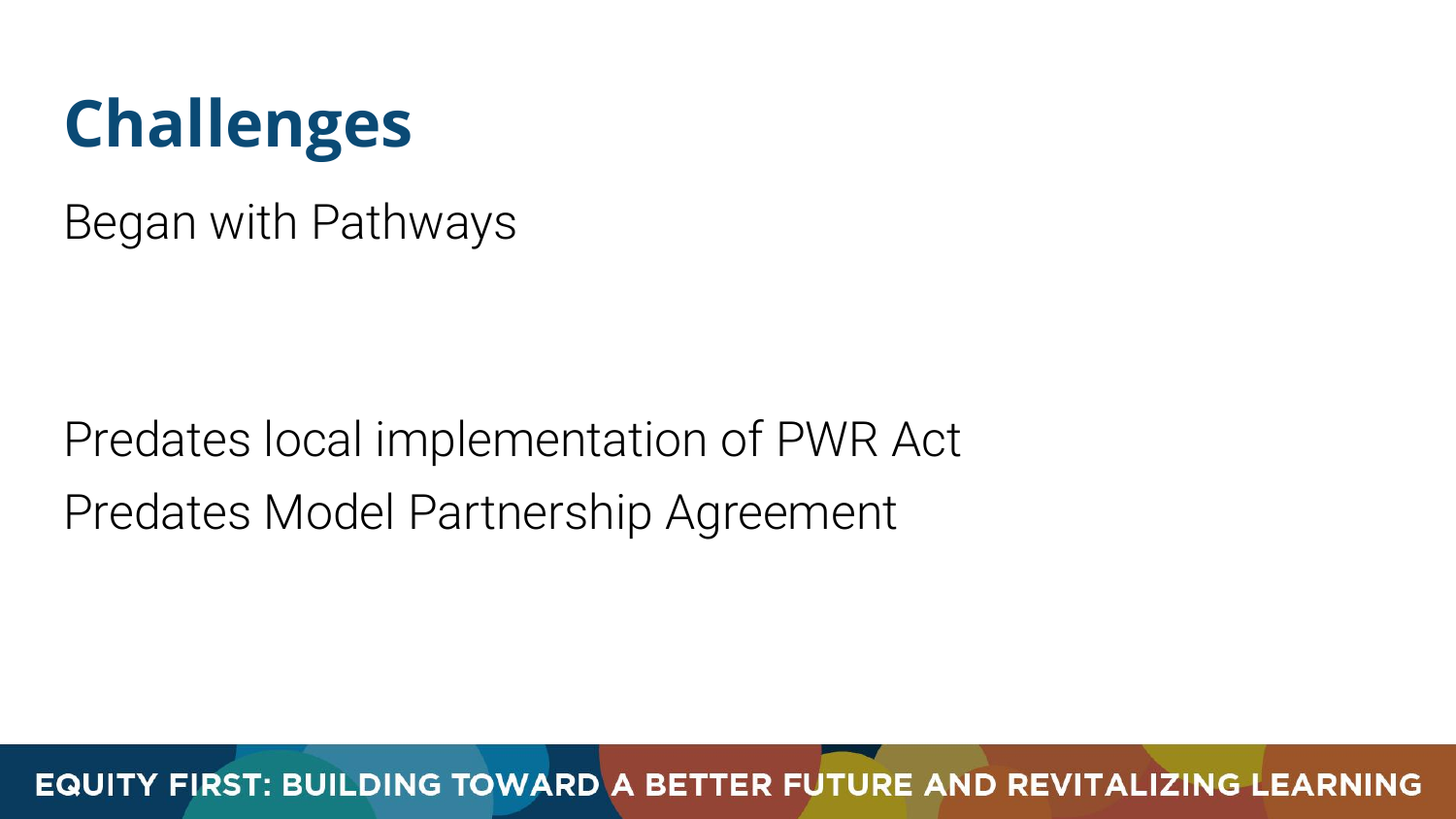# Challenges

Began with Pathways

Predates local implementation of PWR Act

Predates Model Partnership Agreement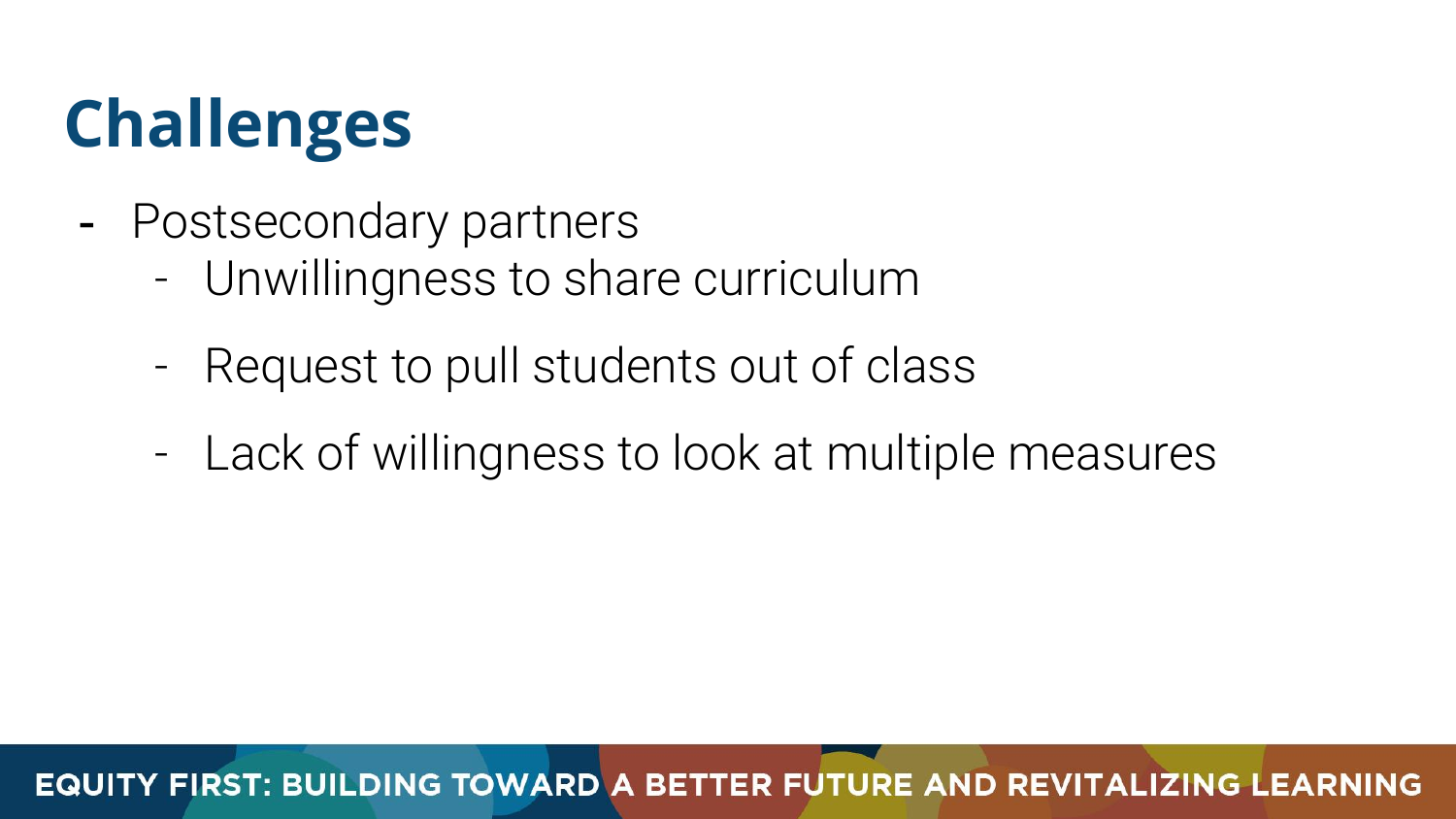# Challenges

- Postsecondary partners
  - Unwillingness to share curriculum
  - Request to pull students out of class
  - Lack of willingness to look at multiple measures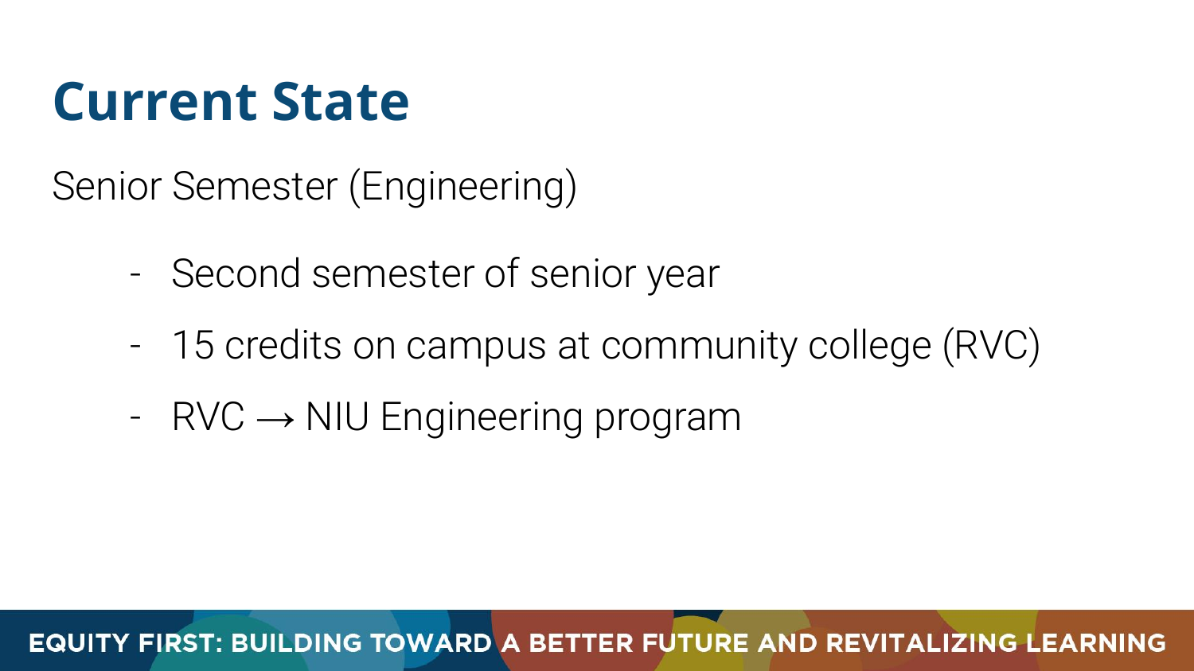# Current State

Senior Semester (Engineering)

- Second semester of senior year
- 15 credits on campus at community college (RVC)
- RVC → NIU Engineering program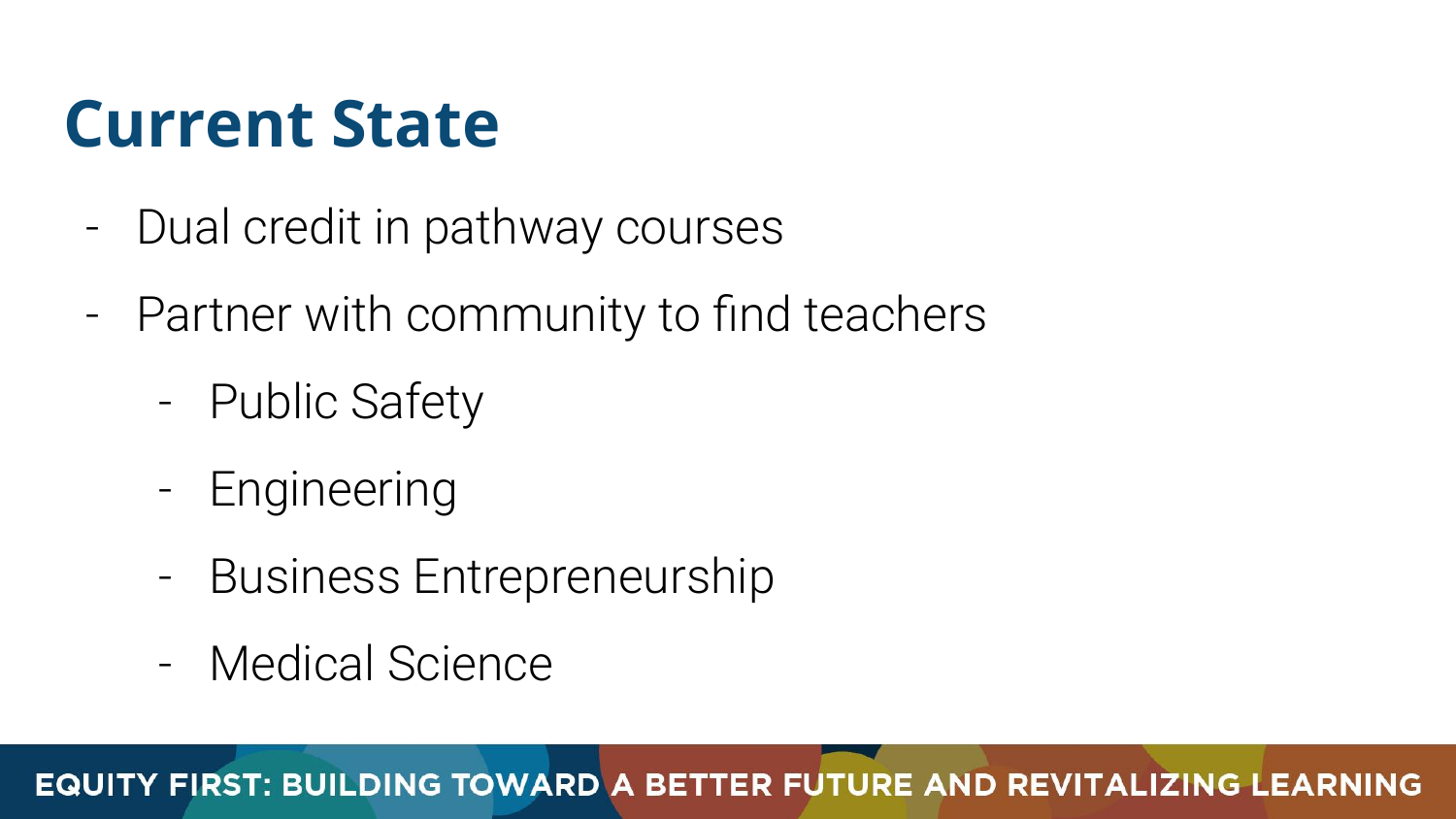# Current State

- Dual credit in pathway courses
- Partner with community to find teachers
  - Public Safety
  - Engineering
  - Business Entrepreneurship
  - Medical Science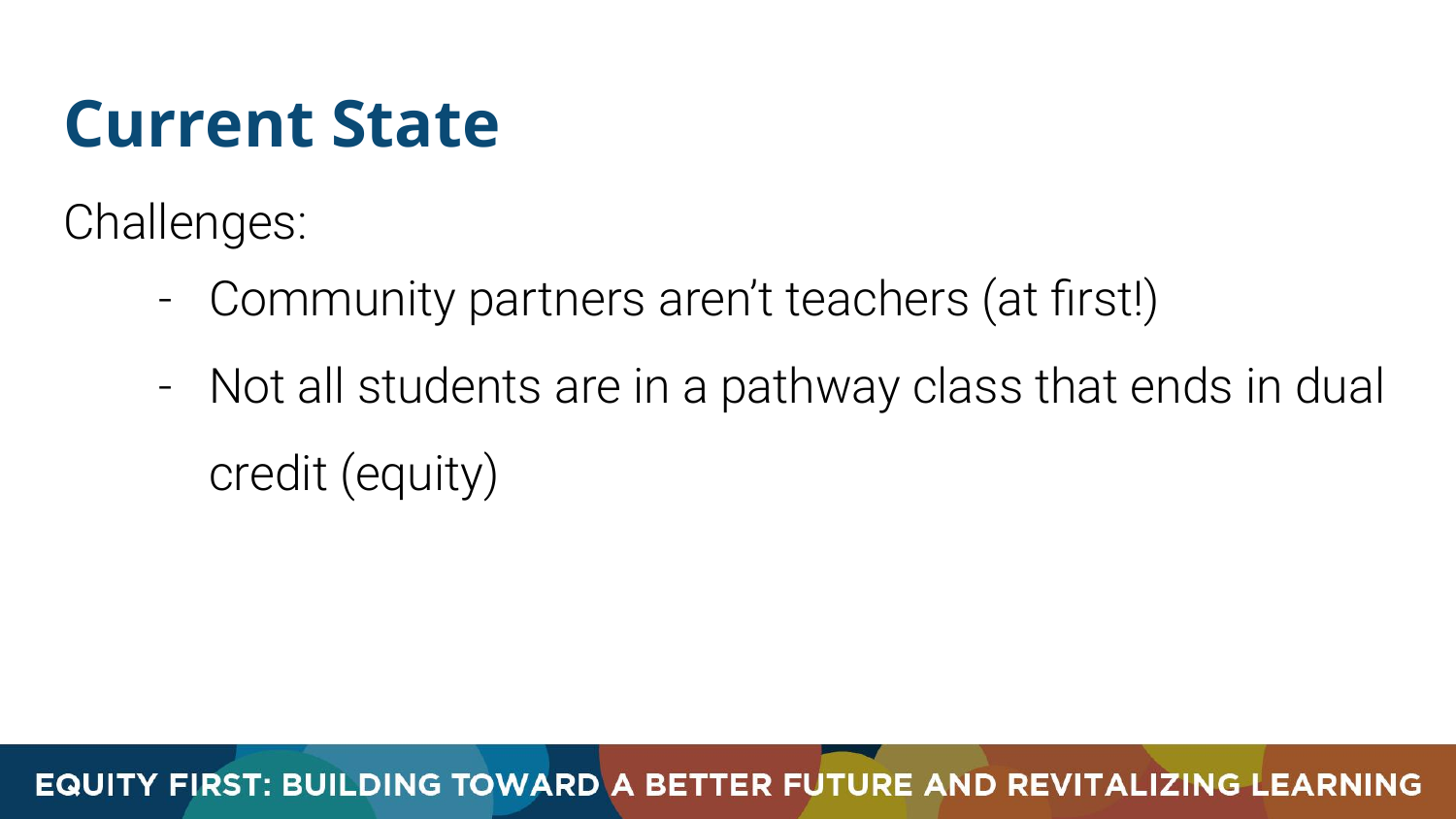# Current State

Challenges:

- Community partners aren't teachers (at first!)
- Not all students are in a pathway class that ends in dual credit (equity)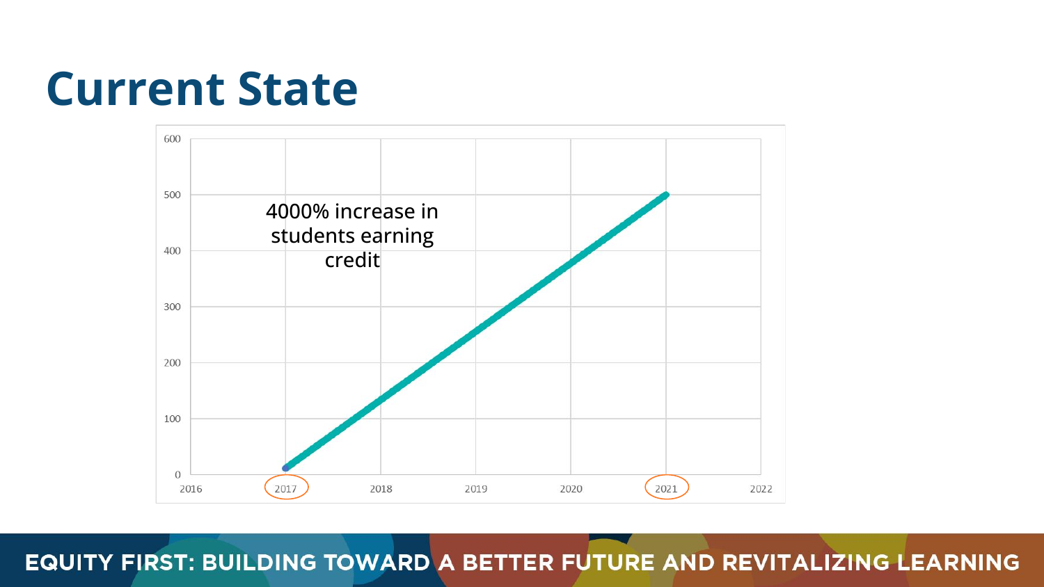# Current State

4000% increase in students earning credit

600
500
400
300
200
100
0

2016 2017 2018 2019 2020 2021 2022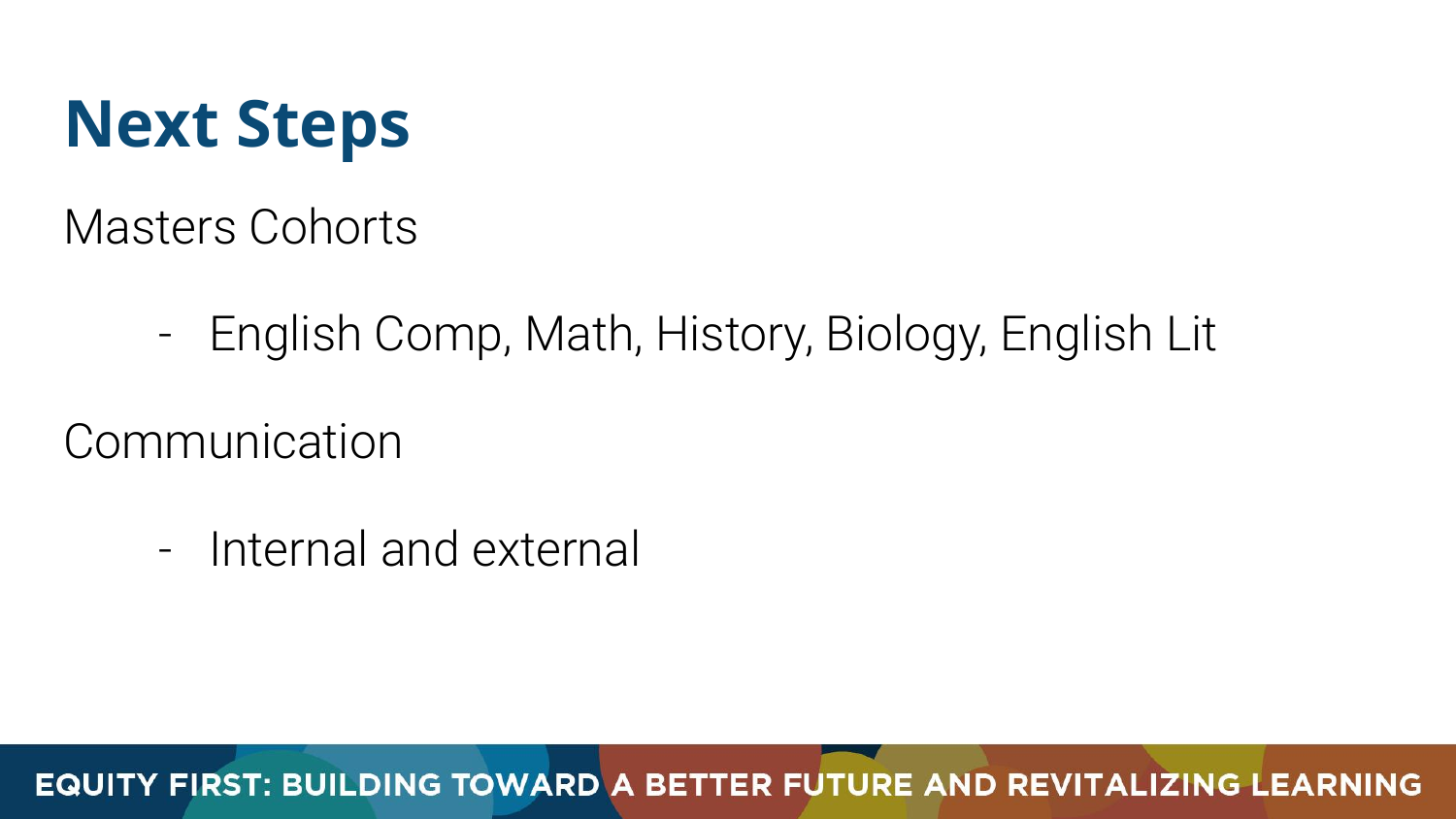# Next Steps

Masters Cohorts

- English Comp, Math, History, Biology, English Lit

Communication

- Internal and external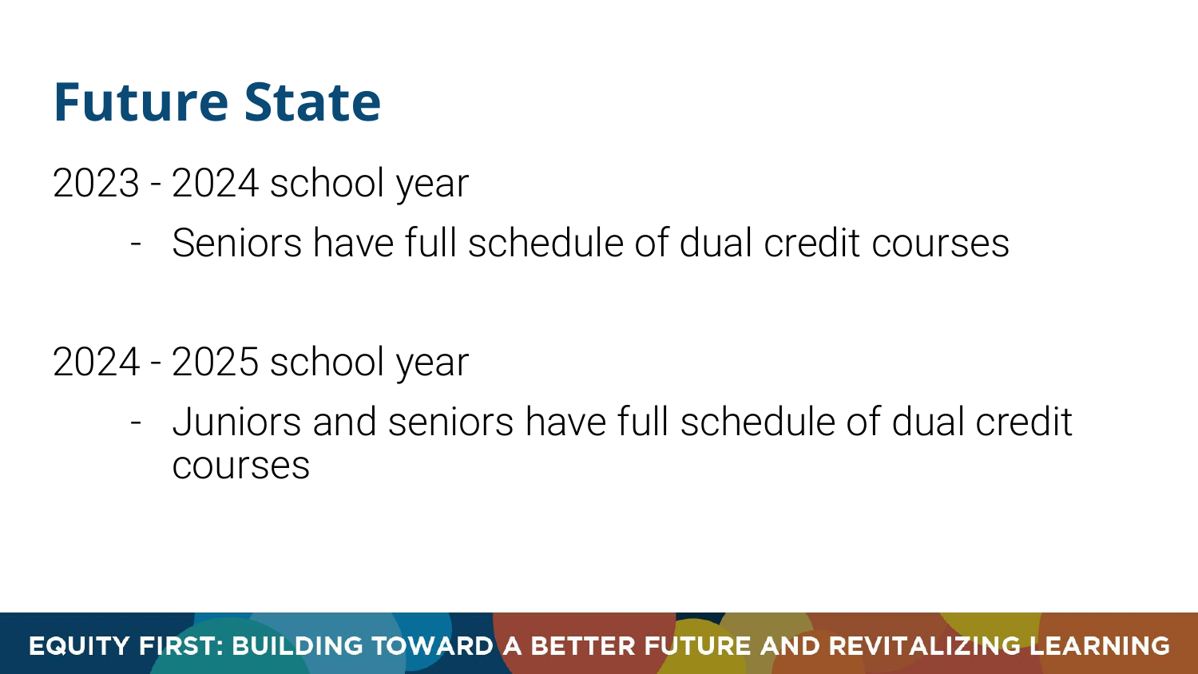# Future State

2023 - 2024 school year

- Seniors have full schedule of dual credit courses

2024 - 2025 school year

- Juniors and seniors have full schedule of dual credit courses